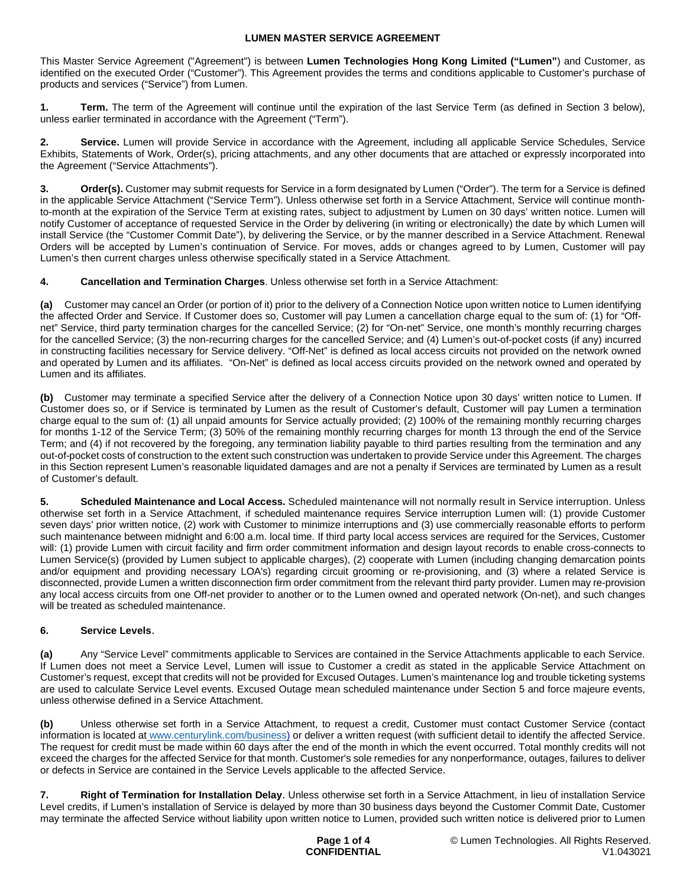# LUMEN MASTER SERVICE AGREEMENT

This Master Service Agreement ("Agreement") is between **Lumen Technologies Hong Kong Limited ("Lumen"**) and Customer, as identified on the executed Order ("Customer"). This Agreement provides the terms and conditions applicable to Customer's purchase of products and services ("Service") from Lumen.

**1. Term.** The term of the Agreement will continue until the expiration of the last Service Term (as defined in Section 3 below), unless earlier terminated in accordance with the Agreement ("Term").

**2. Service.** Lumen will provide Service in accordance with the Agreement, including all applicable Service Schedules, Service Exhibits, Statements of Work, Order(s), pricing attachments, and any other documents that are attached or expressly incorporated into the Agreement ("Service Attachments").

**3. Order(s).** Customer may submit requests for Service in a form designated by Lumen ("Order"). The term for a Service is defined in the applicable Service Attachment ("Service Term"). Unless otherwise set forth in a Service Attachment, Service will continue month-to-month at the expiration of the Service Term at existing rates, subject to adjustment by Lumen on 30 days' written notice. Lumen will notify Customer of acceptance of requested Service in the Order by delivering (in writing or electronically) the date by which Lumen will install Service (the "Customer Commit Date"), by delivering the Service, or by the manner described in a Service Attachment. Renewal Orders will be accepted by Lumen's continuation of Service. For moves, adds or changes agreed to by Lumen, Customer will pay Lumen's then current charges unless otherwise specifically stated in a Service Attachment.

**4. Cancellation and Termination Charges**. Unless otherwise set forth in a Service Attachment:

**(a)** Customer may cancel an Order (or portion of it) prior to the delivery of a Connection Notice upon written notice to Lumen identifying the affected Order and Service. If Customer does so, Customer will pay Lumen a cancellation charge equal to the sum of: (1) for "Off-net" Service, third party termination charges for the cancelled Service; (2) for "On-net" Service, one month's monthly recurring charges for the cancelled Service; (3) the non-recurring charges for the cancelled Service; and (4) Lumen's out-of-pocket costs (if any) incurred in constructing facilities necessary for Service delivery. "Off-Net" is defined as local access circuits not provided on the network owned and operated by Lumen and its affiliates. "On-Net" is defined as local access circuits provided on the network owned and operated by Lumen and its affiliates.

**(b)** Customer may terminate a specified Service after the delivery of a Connection Notice upon 30 days' written notice to Lumen. If Customer does so, or if Service is terminated by Lumen as the result of Customer's default, Customer will pay Lumen a termination charge equal to the sum of: (1) all unpaid amounts for Service actually provided; (2) 100% of the remaining monthly recurring charges for months 1-12 of the Service Term; (3) 50% of the remaining monthly recurring charges for month 13 through the end of the Service Term; and (4) if not recovered by the foregoing, any termination liability payable to third parties resulting from the termination and any out-of-pocket costs of construction to the extent such construction was undertaken to provide Service under this Agreement. The charges in this Section represent Lumen's reasonable liquidated damages and are not a penalty if Services are terminated by Lumen as a result of Customer's default.

**5. Scheduled Maintenance and Local Access.** Scheduled maintenance will not normally result in Service interruption. Unless otherwise set forth in a Service Attachment, if scheduled maintenance requires Service interruption Lumen will: (1) provide Customer seven days' prior written notice, (2) work with Customer to minimize interruptions and (3) use commercially reasonable efforts to perform such maintenance between midnight and 6:00 a.m. local time. If third party local access services are required for the Services, Customer will: (1) provide Lumen with circuit facility and firm order commitment information and design layout records to enable cross-connects to Lumen Service(s) (provided by Lumen subject to applicable charges), (2) cooperate with Lumen (including changing demarcation points and/or equipment and providing necessary LOA's) regarding circuit grooming or re-provisioning, and (3) where a related Service is disconnected, provide Lumen a written disconnection firm order commitment from the relevant third party provider. Lumen may re-provision any local access circuits from one Off-net provider to another or to the Lumen owned and operated network (On-net), and such changes will be treated as scheduled maintenance.

**6. Service Levels**.

**(a)** Any "Service Level" commitments applicable to Services are contained in the Service Attachments applicable to each Service. If Lumen does not meet a Service Level, Lumen will issue to Customer a credit as stated in the applicable Service Attachment on Customer's request, except that credits will not be provided for Excused Outages. Lumen's maintenance log and trouble ticketing systems are used to calculate Service Level events. Excused Outage mean scheduled maintenance under Section 5 and force majeure events, unless otherwise defined in a Service Attachment.

**(b)** Unless otherwise set forth in a Service Attachment, to request a credit, Customer must contact Customer Service (contact information is located at www.centurylink.com/business) or deliver a written request (with sufficient detail to identify the affected Service. The request for credit must be made within 60 days after the end of the month in which the event occurred. Total monthly credits will not exceed the charges for the affected Service for that month. Customer's sole remedies for any nonperformance, outages, failures to deliver or defects in Service are contained in the Service Levels applicable to the affected Service.

**7. Right of Termination for Installation Delay.** Unless otherwise set forth in a Service Attachment, in lieu of installation Service Level credits, if Lumen's installation of Service is delayed by more than 30 business days beyond the Customer Commit Date, Customer may terminate the affected Service without liability upon written notice to Lumen, provided such written notice is delivered prior to Lumen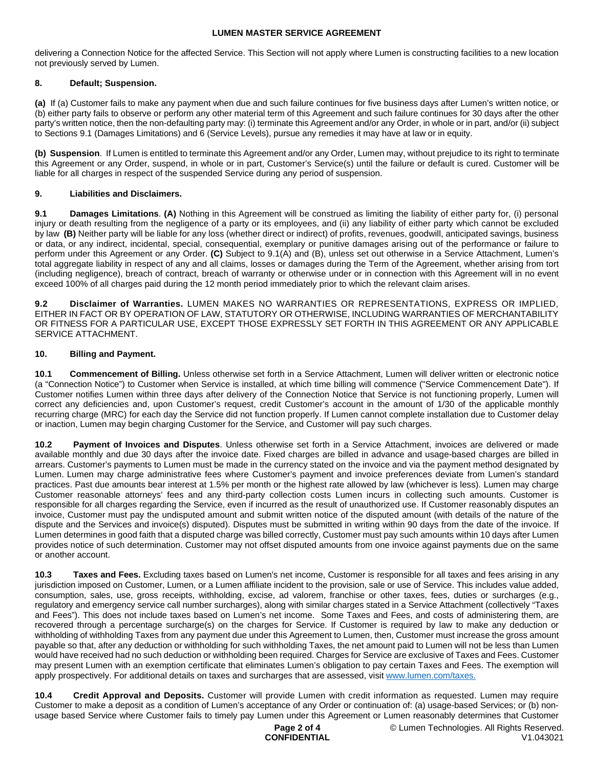delivering a Connection Notice for the affected Service. This Section will not apply where Lumen is constructing facilities to a new location not previously served by Lumen.

## 8. Default; Suspension.

**(a)** If (a) Customer fails to make any payment when due and such failure continues for five business days after Lumen's written notice, or (b) either party fails to observe or perform any other material term of this Agreement and such failure continues for 30 days after the other party's written notice, then the non-defaulting party may: (i) terminate this Agreement and/or any Order, in whole or in part, and/or (ii) subject to Sections 9.1 (Damages Limitations) and 6 (Service Levels), pursue any remedies it may have at law or in equity.

**(b) Suspension**. If Lumen is entitled to terminate this Agreement and/or any Order, Lumen may, without prejudice to its right to terminate this Agreement or any Order, suspend, in whole or in part, Customer's Service(s) until the failure or default is cured. Customer will be liable for all charges in respect of the suspended Service during any period of suspension.

## 9. Liabilities and Disclaimers.

**9.1 Damages Limitations**. **(A)** Nothing in this Agreement will be construed as limiting the liability of either party for, (i) personal injury or death resulting from the negligence of a party or its employees, and (ii) any liability of either party which cannot be excluded by law **(B)** Neither party will be liable for any loss (whether direct or indirect) of profits, revenues, goodwill, anticipated savings, business or data, or any indirect, incidental, special, consequential, exemplary or punitive damages arising out of the performance or failure to perform under this Agreement or any Order. **(C)** Subject to 9.1(A) and (B), unless set out otherwise in a Service Attachment, Lumen's total aggregate liability in respect of any and all claims, losses or damages during the Term of the Agreement, whether arising from tort (including negligence), breach of contract, breach of warranty or otherwise under or in connection with this Agreement will in no event exceed 100% of all charges paid during the 12 month period immediately prior to which the relevant claim arises.

**9.2 Disclaimer of Warranties.** LUMEN MAKES NO WARRANTIES OR REPRESENTATIONS, EXPRESS OR IMPLIED, EITHER IN FACT OR BY OPERATION OF LAW, STATUTORY OR OTHERWISE, INCLUDING WARRANTIES OF MERCHANTABILITY OR FITNESS FOR A PARTICULAR USE, EXCEPT THOSE EXPRESSLY SET FORTH IN THIS AGREEMENT OR ANY APPLICABLE SERVICE ATTACHMENT.

## 10. Billing and Payment.

**10.1 Commencement of Billing.** Unless otherwise set forth in a Service Attachment, Lumen will deliver written or electronic notice (a "Connection Notice") to Customer when Service is installed, at which time billing will commence ("Service Commencement Date"). If Customer notifies Lumen within three days after delivery of the Connection Notice that Service is not functioning properly, Lumen will correct any deficiencies and, upon Customer's request, credit Customer's account in the amount of 1/30 of the applicable monthly recurring charge (MRC) for each day the Service did not function properly. If Lumen cannot complete installation due to Customer delay or inaction, Lumen may begin charging Customer for the Service, and Customer will pay such charges.

**10.2 Payment of Invoices and Disputes**. Unless otherwise set forth in a Service Attachment, invoices are delivered or made available monthly and due 30 days after the invoice date. Fixed charges are billed in advance and usage-based charges are billed in arrears. Customer's payments to Lumen must be made in the currency stated on the invoice and via the payment method designated by Lumen. Lumen may charge administrative fees where Customer's payment and invoice preferences deviate from Lumen's standard practices. Past due amounts bear interest at 1.5% per month or the highest rate allowed by law (whichever is less). Lumen may charge Customer reasonable attorneys' fees and any third-party collection costs Lumen incurs in collecting such amounts. Customer is responsible for all charges regarding the Service, even if incurred as the result of unauthorized use. If Customer reasonably disputes an invoice, Customer must pay the undisputed amount and submit written notice of the disputed amount (with details of the nature of the dispute and the Services and invoice(s) disputed). Disputes must be submitted in writing within 90 days from the date of the invoice. If Lumen determines in good faith that a disputed charge was billed correctly, Customer must pay such amounts within 10 days after Lumen provides notice of such determination. Customer may not offset disputed amounts from one invoice against payments due on the same or another account.

**10.3 Taxes and Fees.** Excluding taxes based on Lumen's net income, Customer is responsible for all taxes and fees arising in any jurisdiction imposed on Customer, Lumen, or a Lumen affiliate incident to the provision, sale or use of Service. This includes value added, consumption, sales, use, gross receipts, withholding, excise, ad valorem, franchise or other taxes, fees, duties or surcharges (e.g., regulatory and emergency service call number surcharges), along with similar charges stated in a Service Attachment (collectively "Taxes and Fees"). This does not include taxes based on Lumen's net income. Some Taxes and Fees, and costs of administering them, are recovered through a percentage surcharge(s) on the charges for Service. If Customer is required by law to make any deduction or withholding of withholding Taxes from any payment due under this Agreement to Lumen, then, Customer must increase the gross amount payable so that, after any deduction or withholding for such withholding Taxes, the net amount paid to Lumen will not be less than Lumen would have received had no such deduction or withholding been required. Charges for Service are exclusive of Taxes and Fees. Customer may present Lumen with an exemption certificate that eliminates Lumen's obligation to pay certain Taxes and Fees. The exemption will apply prospectively. For additional details on taxes and surcharges that are assessed, visit [www.lumen.com/taxes.](http://www.lumen.com/taxes)

**10.4 Credit Approval and Deposits.** Customer will provide Lumen with credit information as requested. Lumen may require Customer to make a deposit as a condition of Lumen's acceptance of any Order or continuation of: (a) usage-based Services; or (b) non-usage based Service where Customer fails to timely pay Lumen under this Agreement or Lumen reasonably determines that Customer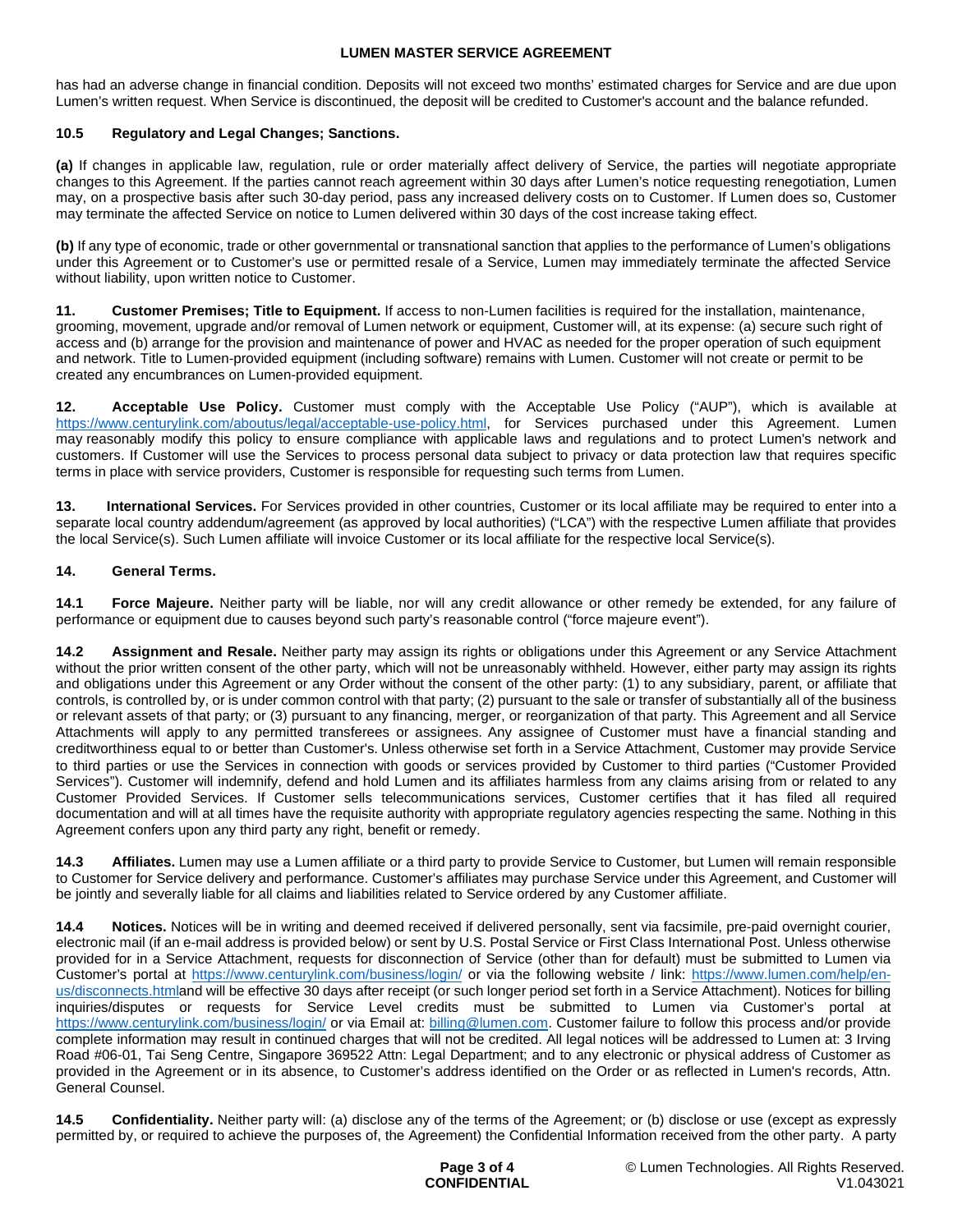has had an adverse change in financial condition. Deposits will not exceed two months' estimated charges for Service and are due upon Lumen's written request. When Service is discontinued, the deposit will be credited to Customer's account and the balance refunded.

**10.5 Regulatory and Legal Changes; Sanctions.**

**(a)** If changes in applicable law, regulation, rule or order materially affect delivery of Service, the parties will negotiate appropriate changes to this Agreement. If the parties cannot reach agreement within 30 days after Lumen's notice requesting renegotiation, Lumen may, on a prospective basis after such 30-day period, pass any increased delivery costs on to Customer. If Lumen does so, Customer may terminate the affected Service on notice to Lumen delivered within 30 days of the cost increase taking effect.

**(b)** If any type of economic, trade or other governmental or transnational sanction that applies to the performance of Lumen's obligations under this Agreement or to Customer's use or permitted resale of a Service, Lumen may immediately terminate the affected Service without liability, upon written notice to Customer.

**11. Customer Premises; Title to Equipment.** If access to non-Lumen facilities is required for the installation, maintenance, grooming, movement, upgrade and/or removal of Lumen network or equipment, Customer will, at its expense: (a) secure such right of access and (b) arrange for the provision and maintenance of power and HVAC as needed for the proper operation of such equipment and network. Title to Lumen-provided equipment (including software) remains with Lumen. Customer will not create or permit to be created any encumbrances on Lumen-provided equipment.

**12. Acceptable Use Policy.** Customer must comply with the Acceptable Use Policy ("AUP"), which is available at https://www.centurylink.com/aboutus/legal/acceptable-use-policy.html, for Services purchased under this Agreement. Lumen may reasonably modify this policy to ensure compliance with applicable laws and regulations and to protect Lumen's network and customers. If Customer will use the Services to process personal data subject to privacy or data protection law that requires specific terms in place with service providers, Customer is responsible for requesting such terms from Lumen.

**13. International Services.** For Services provided in other countries, Customer or its local affiliate may be required to enter into a separate local country addendum/agreement (as approved by local authorities) ("LCA") with the respective Lumen affiliate that provides the local Service(s). Such Lumen affiliate will invoice Customer or its local affiliate for the respective local Service(s).

**14. General Terms.**

**14.1 Force Majeure.** Neither party will be liable, nor will any credit allowance or other remedy be extended, for any failure of performance or equipment due to causes beyond such party's reasonable control ("force majeure event").

**14.2 Assignment and Resale.** Neither party may assign its rights or obligations under this Agreement or any Service Attachment without the prior written consent of the other party, which will not be unreasonably withheld. However, either party may assign its rights and obligations under this Agreement or any Order without the consent of the other party: (1) to any subsidiary, parent, or affiliate that controls, is controlled by, or is under common control with that party; (2) pursuant to the sale or transfer of substantially all of the business or relevant assets of that party; or (3) pursuant to any financing, merger, or reorganization of that party. This Agreement and all Service Attachments will apply to any permitted transferees or assignees. Any assignee of Customer must have a financial standing and creditworthiness equal to or better than Customer's. Unless otherwise set forth in a Service Attachment, Customer may provide Service to third parties or use the Services in connection with goods or services provided by Customer to third parties ("Customer Provided Services"). Customer will indemnify, defend and hold Lumen and its affiliates harmless from any claims arising from or related to any Customer Provided Services. If Customer sells telecommunications services, Customer certifies that it has filed all required documentation and will at all times have the requisite authority with appropriate regulatory agencies respecting the same. Nothing in this Agreement confers upon any third party any right, benefit or remedy.

**14.3 Affiliates.** Lumen may use a Lumen affiliate or a third party to provide Service to Customer, but Lumen will remain responsible to Customer for Service delivery and performance. Customer's affiliates may purchase Service under this Agreement, and Customer will be jointly and severally liable for all claims and liabilities related to Service ordered by any Customer affiliate.

**14.4 Notices.** Notices will be in writing and deemed received if delivered personally, sent via facsimile, pre-paid overnight courier, electronic mail (if an e-mail address is provided below) or sent by U.S. Postal Service or First Class International Post. Unless otherwise provided for in a Service Attachment, requests for disconnection of Service (other than for default) must be submitted to Lumen via Customer's portal at https://www.centurylink.com/business/login/ or via the following website / link: https://www.lumen.com/help/en-us/disconnects.htmland will be effective 30 days after receipt (or such longer period set forth in a Service Attachment). Notices for billing inquiries/disputes or requests for Service Level credits must be submitted to Lumen via Customer's portal at https://www.centurylink.com/business/login/ or via Email at: billing@lumen.com. Customer failure to follow this process and/or provide complete information may result in continued charges that will not be credited. All legal notices will be addressed to Lumen at: 3 Irving Road #06-01, Tai Seng Centre, Singapore 369522 Attn: Legal Department; and to any electronic or physical address of Customer as provided in the Agreement or in its absence, to Customer's address identified on the Order or as reflected in Lumen's records, Attn. General Counsel.

**14.5 Confidentiality.** Neither party will: (a) disclose any of the terms of the Agreement; or (b) disclose or use (except as expressly permitted by, or required to achieve the purposes of, the Agreement) the Confidential Information received from the other party. A party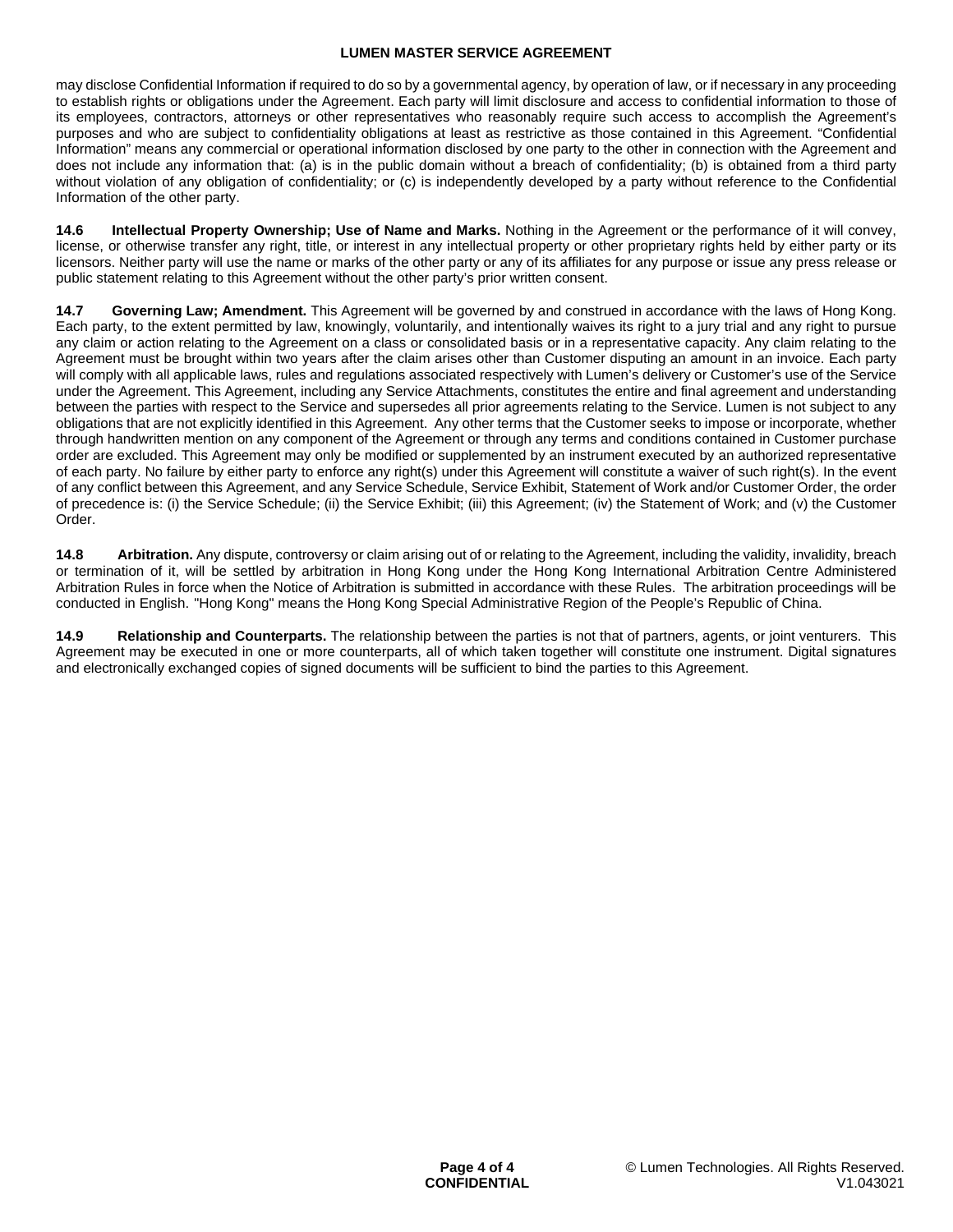may disclose Confidential Information if required to do so by a governmental agency, by operation of law, or if necessary in any proceeding to establish rights or obligations under the Agreement. Each party will limit disclosure and access to confidential information to those of its employees, contractors, attorneys or other representatives who reasonably require such access to accomplish the Agreement's purposes and who are subject to confidentiality obligations at least as restrictive as those contained in this Agreement. "Confidential Information" means any commercial or operational information disclosed by one party to the other in connection with the Agreement and does not include any information that: (a) is in the public domain without a breach of confidentiality; (b) is obtained from a third party without violation of any obligation of confidentiality; or (c) is independently developed by a party without reference to the Confidential Information of the other party.

**14.6 Intellectual Property Ownership; Use of Name and Marks.** Nothing in the Agreement or the performance of it will convey, license, or otherwise transfer any right, title, or interest in any intellectual property or other proprietary rights held by either party or its licensors. Neither party will use the name or marks of the other party or any of its affiliates for any purpose or issue any press release or public statement relating to this Agreement without the other party's prior written consent.

**14.7 Governing Law; Amendment.** This Agreement will be governed by and construed in accordance with the laws of Hong Kong. Each party, to the extent permitted by law, knowingly, voluntarily, and intentionally waives its right to a jury trial and any right to pursue any claim or action relating to the Agreement on a class or consolidated basis or in a representative capacity. Any claim relating to the Agreement must be brought within two years after the claim arises other than Customer disputing an amount in an invoice. Each party will comply with all applicable laws, rules and regulations associated respectively with Lumen's delivery or Customer's use of the Service under the Agreement. This Agreement, including any Service Attachments, constitutes the entire and final agreement and understanding between the parties with respect to the Service and supersedes all prior agreements relating to the Service. Lumen is not subject to any obligations that are not explicitly identified in this Agreement. Any other terms that the Customer seeks to impose or incorporate, whether through handwritten mention on any component of the Agreement or through any terms and conditions contained in Customer purchase order are excluded. This Agreement may only be modified or supplemented by an instrument executed by an authorized representative of each party. No failure by either party to enforce any right(s) under this Agreement will constitute a waiver of such right(s). In the event of any conflict between this Agreement, and any Service Schedule, Service Exhibit, Statement of Work and/or Customer Order, the order of precedence is: (i) the Service Schedule; (ii) the Service Exhibit; (iii) this Agreement; (iv) the Statement of Work; and (v) the Customer Order.

**14.8 Arbitration.** Any dispute, controversy or claim arising out of or relating to the Agreement, including the validity, invalidity, breach or termination of it, will be settled by arbitration in Hong Kong under the Hong Kong International Arbitration Centre Administered Arbitration Rules in force when the Notice of Arbitration is submitted in accordance with these Rules. The arbitration proceedings will be conducted in English. "Hong Kong" means the Hong Kong Special Administrative Region of the People's Republic of China.

**14.9 Relationship and Counterparts.** The relationship between the parties is not that of partners, agents, or joint venturers. This Agreement may be executed in one or more counterparts, all of which taken together will constitute one instrument. Digital signatures and electronically exchanged copies of signed documents will be sufficient to bind the parties to this Agreement.